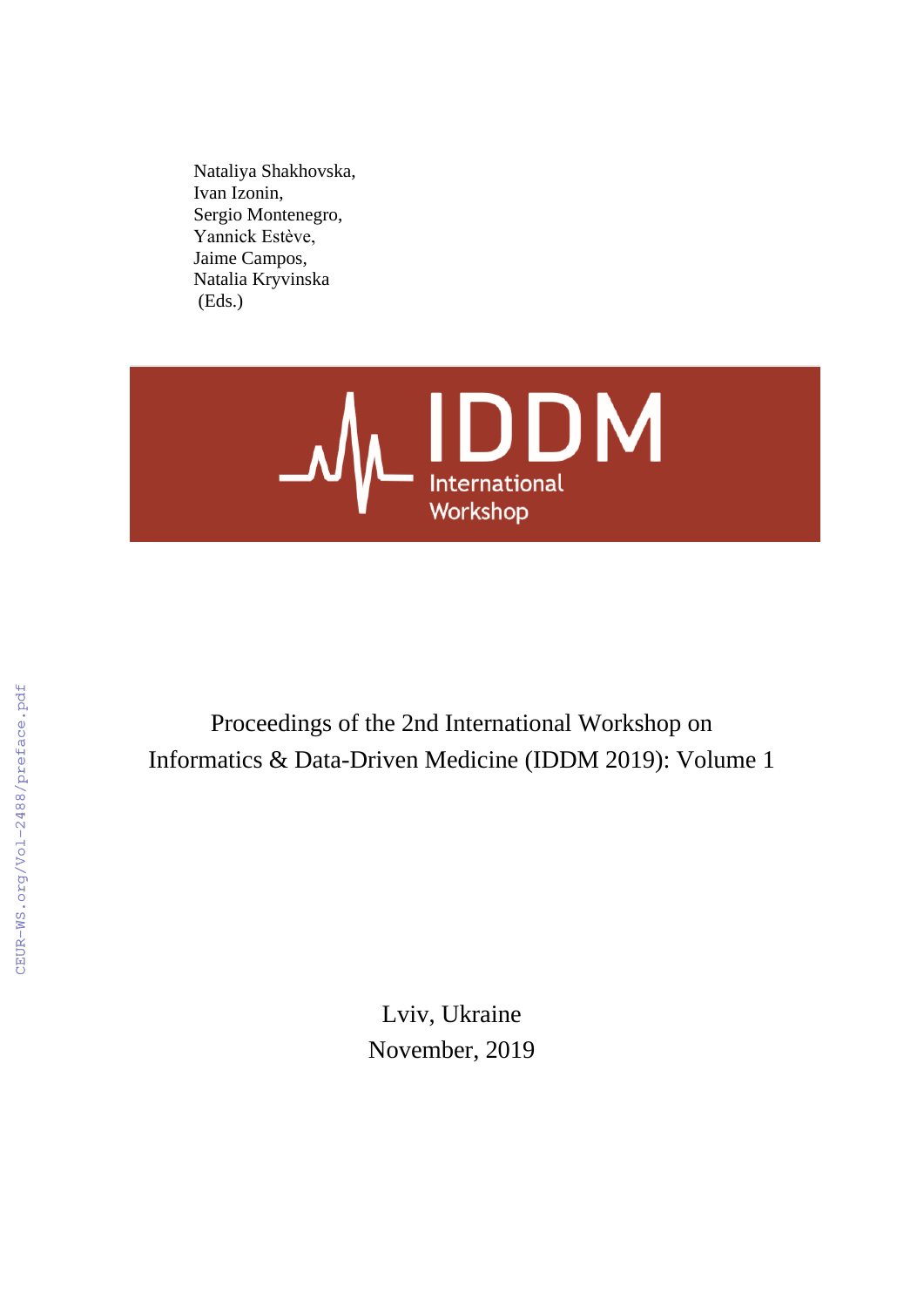Nataliya Shakhovska,
Ivan Izonin,
Sergio Montenegro,
Yannick Estève,
Jaime Campos,
Natalia Kryvinska
(Eds.)

IDDM International Workshop

CEUR-WS.org/Vol-2488/preface.pdf

# Proceedings of the 2nd International Workshop on Informatics & Data-Driven Medicine (IDDM 2019): Volume 1

Lviv, Ukraine
November, 2019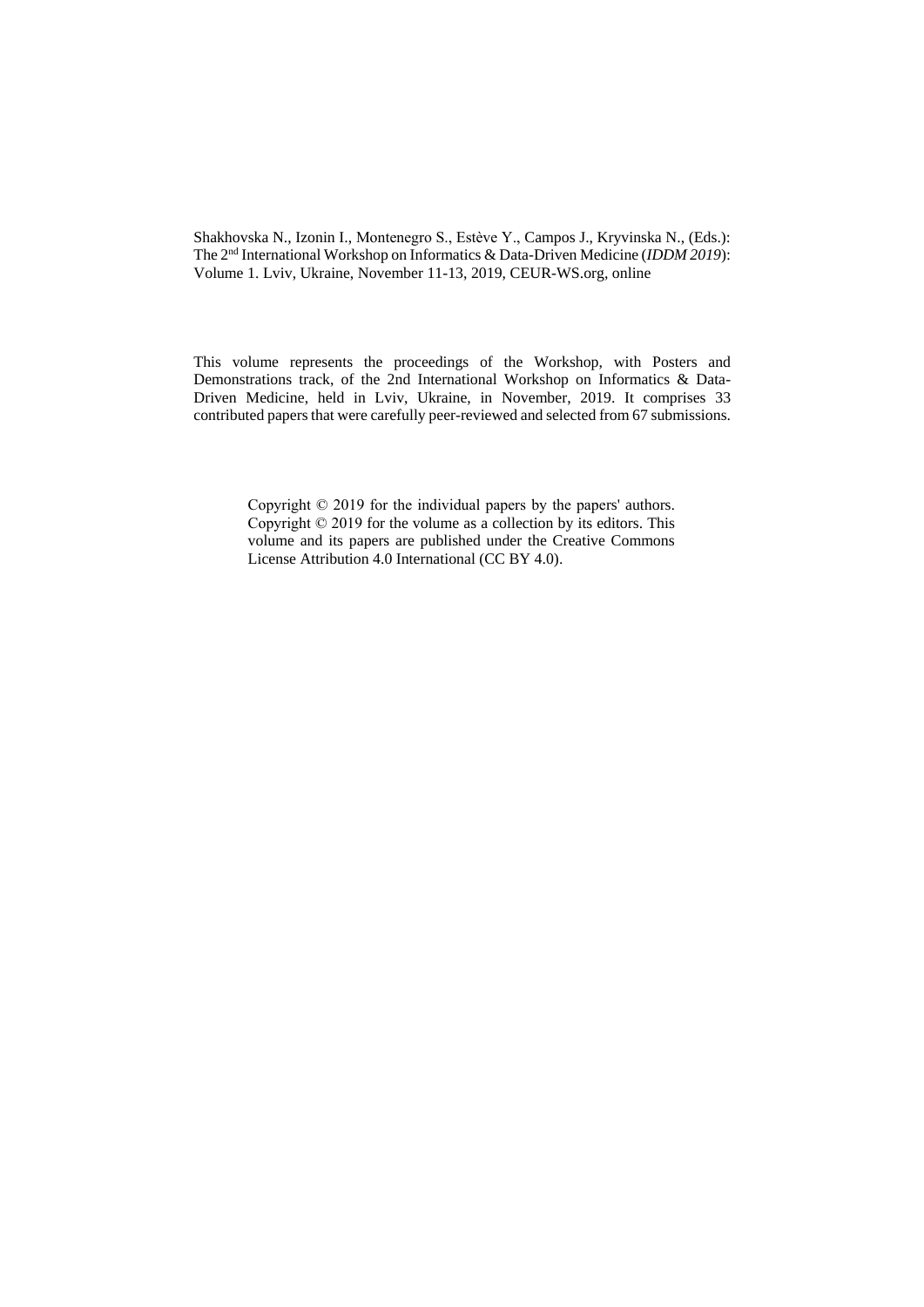Shakhovska N., Izonin I., Montenegro S., Estève Y., Campos J., Kryvinska N., (Eds.): The 2nd International Workshop on Informatics & Data-Driven Medicine (*IDDM 2019*): Volume 1. Lviv, Ukraine, November 11-13, 2019, CEUR-WS.org, online

This volume represents the proceedings of the Workshop, with Posters and Demonstrations track, of the 2nd International Workshop on Informatics & Data-Driven Medicine, held in Lviv, Ukraine, in November, 2019. It comprises 33 contributed papers that were carefully peer-reviewed and selected from 67 submissions.

Copyright © 2019 for the individual papers by the papers' authors. Copyright © 2019 for the volume as a collection by its editors. This volume and its papers are published under the Creative Commons License Attribution 4.0 International (CC BY 4.0).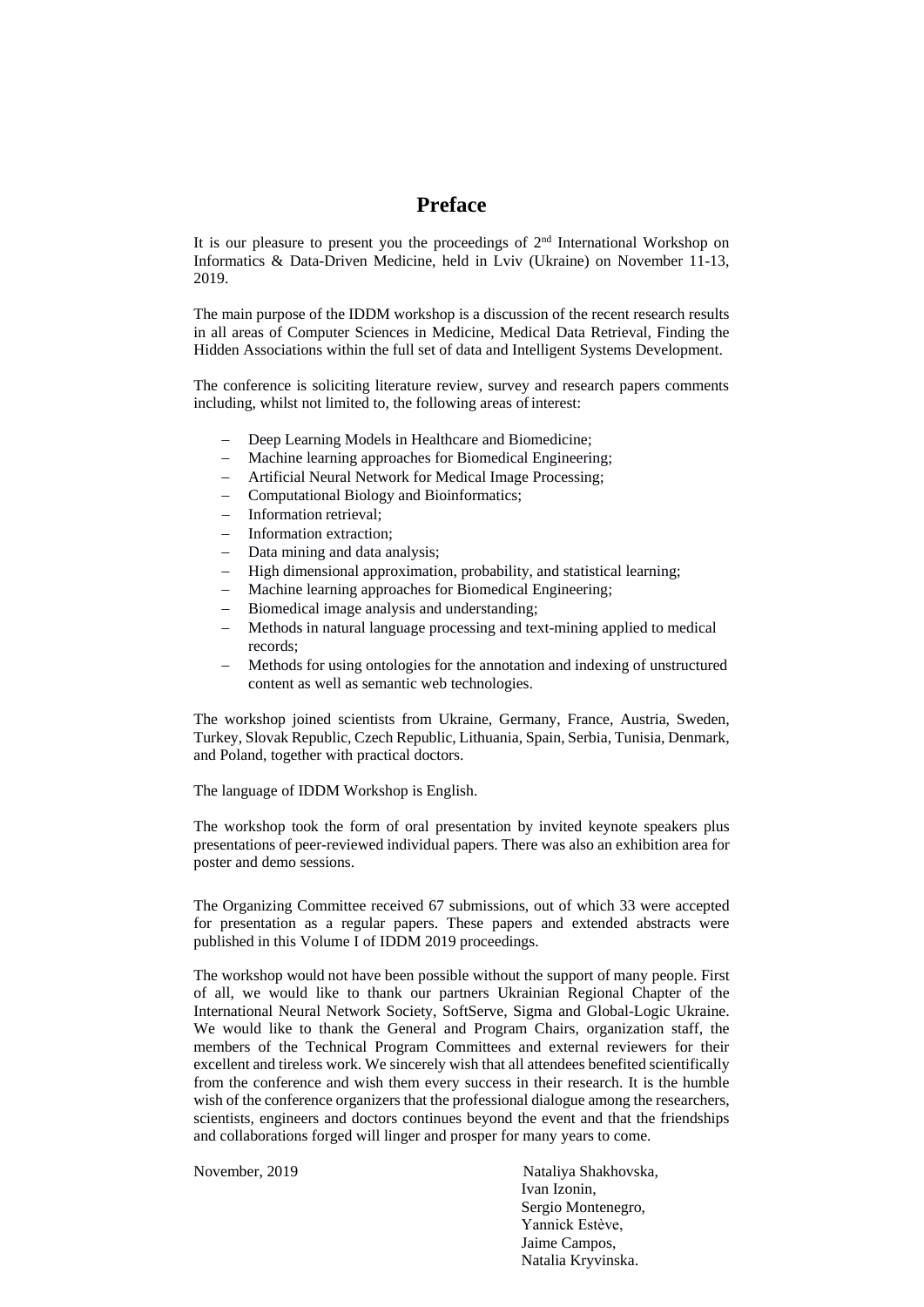# Preface

It is our pleasure to present you the proceedings of 2nd International Workshop on Informatics & Data-Driven Medicine, held in Lviv (Ukraine) on November 11-13, 2019.

The main purpose of the IDDM workshop is a discussion of the recent research results in all areas of Computer Sciences in Medicine, Medical Data Retrieval, Finding the Hidden Associations within the full set of data and Intelligent Systems Development.

The conference is soliciting literature review, survey and research papers comments including, whilst not limited to, the following areas of interest:

- Deep Learning Models in Healthcare and Biomedicine;
- Machine learning approaches for Biomedical Engineering;
- Artificial Neural Network for Medical Image Processing;
- Computational Biology and Bioinformatics;
- Information retrieval;
- Information extraction;
- Data mining and data analysis;
- High dimensional approximation, probability, and statistical learning;
- Machine learning approaches for Biomedical Engineering;
- Biomedical image analysis and understanding;
- Methods in natural language processing and text-mining applied to medical records;
- Methods for using ontologies for the annotation and indexing of unstructured content as well as semantic web technologies.

The workshop joined scientists from Ukraine, Germany, France, Austria, Sweden, Turkey, Slovak Republic, Czech Republic, Lithuania, Spain, Serbia, Tunisia, Denmark, and Poland, together with practical doctors.

The language of IDDM Workshop is English.

The workshop took the form of oral presentation by invited keynote speakers plus presentations of peer-reviewed individual papers. There was also an exhibition area for poster and demo sessions.

The Organizing Committee received 67 submissions, out of which 33 were accepted for presentation as a regular papers. These papers and extended abstracts were published in this Volume I of IDDM 2019 proceedings.

The workshop would not have been possible without the support of many people. First of all, we would like to thank our partners Ukrainian Regional Chapter of the International Neural Network Society, SoftServe, Sigma and Global-Logic Ukraine. We would like to thank the General and Program Chairs, organization staff, the members of the Technical Program Committees and external reviewers for their excellent and tireless work. We sincerely wish that all attendees benefited scientifically from the conference and wish them every success in their research. It is the humble wish of the conference organizers that the professional dialogue among the researchers, scientists, engineers and doctors continues beyond the event and that the friendships and collaborations forged will linger and prosper for many years to come.

November, 2019

Nataliya Shakhovska,
Ivan Izonin,
Sergio Montenegro,
Yannick Estève,
Jaime Campos,
Natalia Kryvinska.